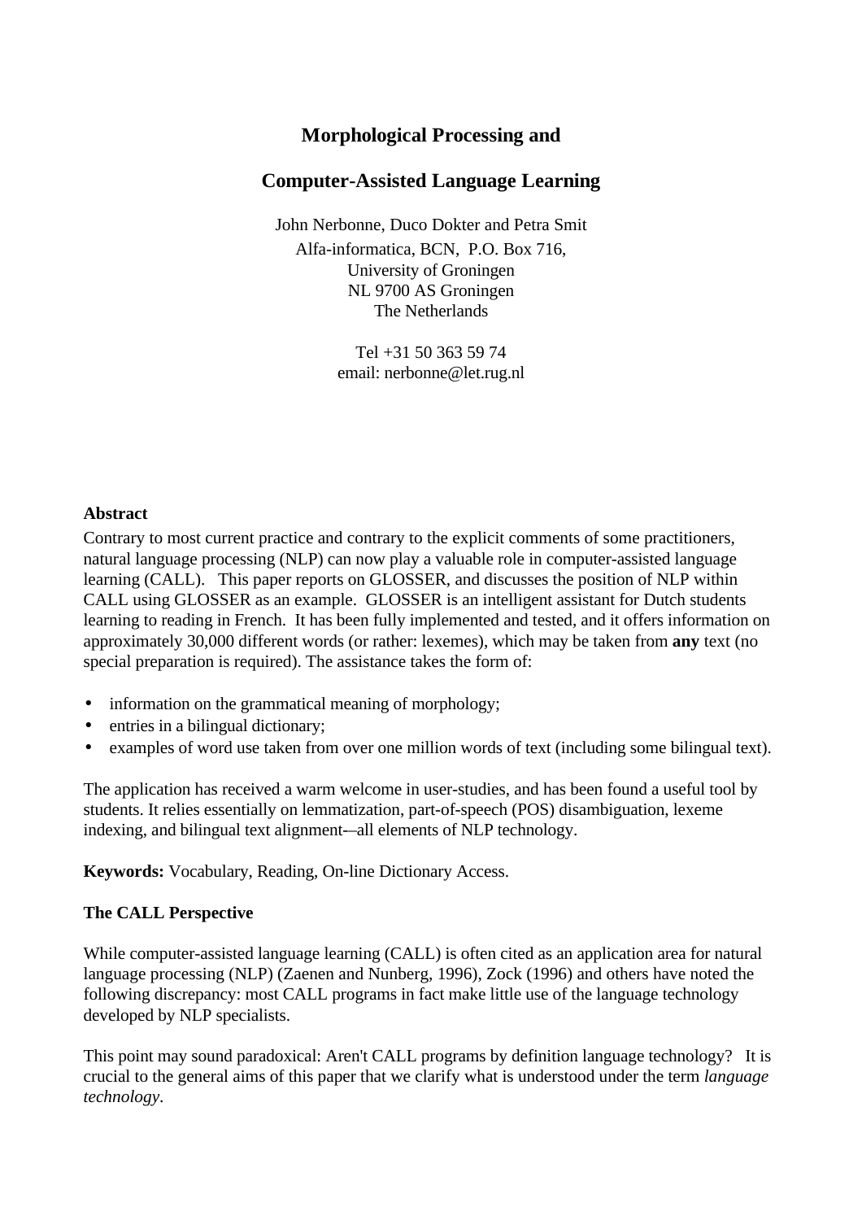# Morphological Processing and

# Computer-Assisted Language Learning

John Nerbonne, Duco Dokter and Petra Smit
Alfa-informatica, BCN, P.O. Box 716,
University of Groningen
NL 9700 AS Groningen
The Netherlands

Tel +31 50 363 59 74
email: nerbonne@let.rug.nl

**Abstract**

Contrary to most current practice and contrary to the explicit comments of some practitioners, natural language processing (NLP) can now play a valuable role in computer-assisted language learning (CALL). This paper reports on GLOSSER, and discusses the position of NLP within CALL using GLOSSER as an example. GLOSSER is an intelligent assistant for Dutch students learning to reading in French. It has been fully implemented and tested, and it offers information on approximately 30,000 different words (or rather: lexemes), which may be taken from **any** text (no special preparation is required). The assistance takes the form of:

- information on the grammatical meaning of morphology;
- entries in a bilingual dictionary;
- examples of word use taken from over one million words of text (including some bilingual text).

The application has received a warm welcome in user-studies, and has been found a useful tool by students. It relies essentially on lemmatization, part-of-speech (POS) disambiguation, lexeme indexing, and bilingual text alignment-–all elements of NLP technology.

**Keywords:** Vocabulary, Reading, On-line Dictionary Access.

**The CALL Perspective**

While computer-assisted language learning (CALL) is often cited as an application area for natural language processing (NLP) (Zaenen and Nunberg, 1996), Zock (1996) and others have noted the following discrepancy: most CALL programs in fact make little use of the language technology developed by NLP specialists.

This point may sound paradoxical: Aren't CALL programs by definition language technology? It is crucial to the general aims of this paper that we clarify what is understood under the term *language technology*.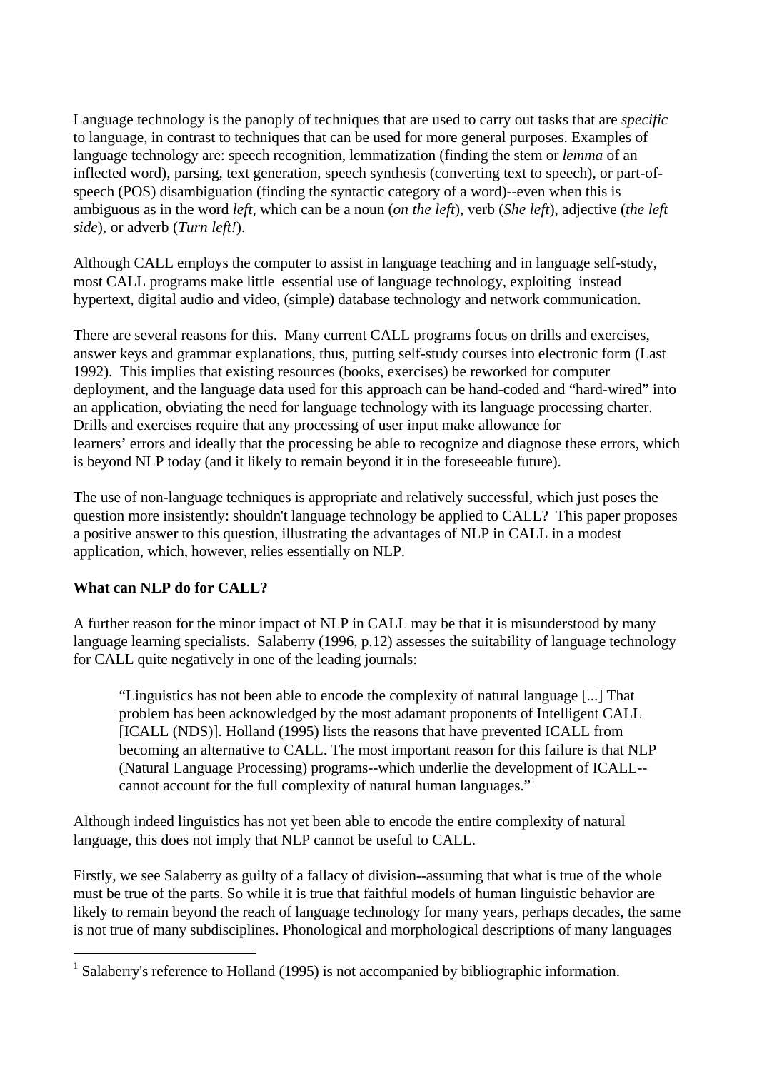Language technology is the panoply of techniques that are used to carry out tasks that are *specific* to language, in contrast to techniques that can be used for more general purposes. Examples of language technology are: speech recognition, lemmatization (finding the stem or *lemma* of an inflected word), parsing, text generation, speech synthesis (converting text to speech), or part-of-speech (POS) disambiguation (finding the syntactic category of a word)--even when this is ambiguous as in the word *left*, which can be a noun (*on the left*), verb (*She left*), adjective (*the left side*), or adverb (*Turn left!*).

Although CALL employs the computer to assist in language teaching and in language self-study, most CALL programs make little essential use of language technology, exploiting instead hypertext, digital audio and video, (simple) database technology and network communication.

There are several reasons for this. Many current CALL programs focus on drills and exercises, answer keys and grammar explanations, thus, putting self-study courses into electronic form (Last 1992). This implies that existing resources (books, exercises) be reworked for computer deployment, and the language data used for this approach can be hand-coded and "hard-wired" into an application, obviating the need for language technology with its language processing charter. Drills and exercises require that any processing of user input make allowance for learners' errors and ideally that the processing be able to recognize and diagnose these errors, which is beyond NLP today (and it likely to remain beyond it in the foreseeable future).

The use of non-language techniques is appropriate and relatively successful, which just poses the question more insistently: shouldn't language technology be applied to CALL? This paper proposes a positive answer to this question, illustrating the advantages of NLP in CALL in a modest application, which, however, relies essentially on NLP.

**What can NLP do for CALL?**

A further reason for the minor impact of NLP in CALL may be that it is misunderstood by many language learning specialists. Salaberry (1996, p.12) assesses the suitability of language technology for CALL quite negatively in one of the leading journals:

> "Linguistics has not been able to encode the complexity of natural language [...] That problem has been acknowledged by the most adamant proponents of Intelligent CALL [ICALL (NDS)]. Holland (1995) lists the reasons that have prevented ICALL from becoming an alternative to CALL. The most important reason for this failure is that NLP (Natural Language Processing) programs--which underlie the development of ICALL--cannot account for the full complexity of natural human languages."[1]

Although indeed linguistics has not yet been able to encode the entire complexity of natural language, this does not imply that NLP cannot be useful to CALL.

Firstly, we see Salaberry as guilty of a fallacy of division--assuming that what is true of the whole must be true of the parts. So while it is true that faithful models of human linguistic behavior are likely to remain beyond the reach of language technology for many years, perhaps decades, the same is not true of many subdisciplines. Phonological and morphological descriptions of many languages

[1] Salaberry's reference to Holland (1995) is not accompanied by bibliographic information.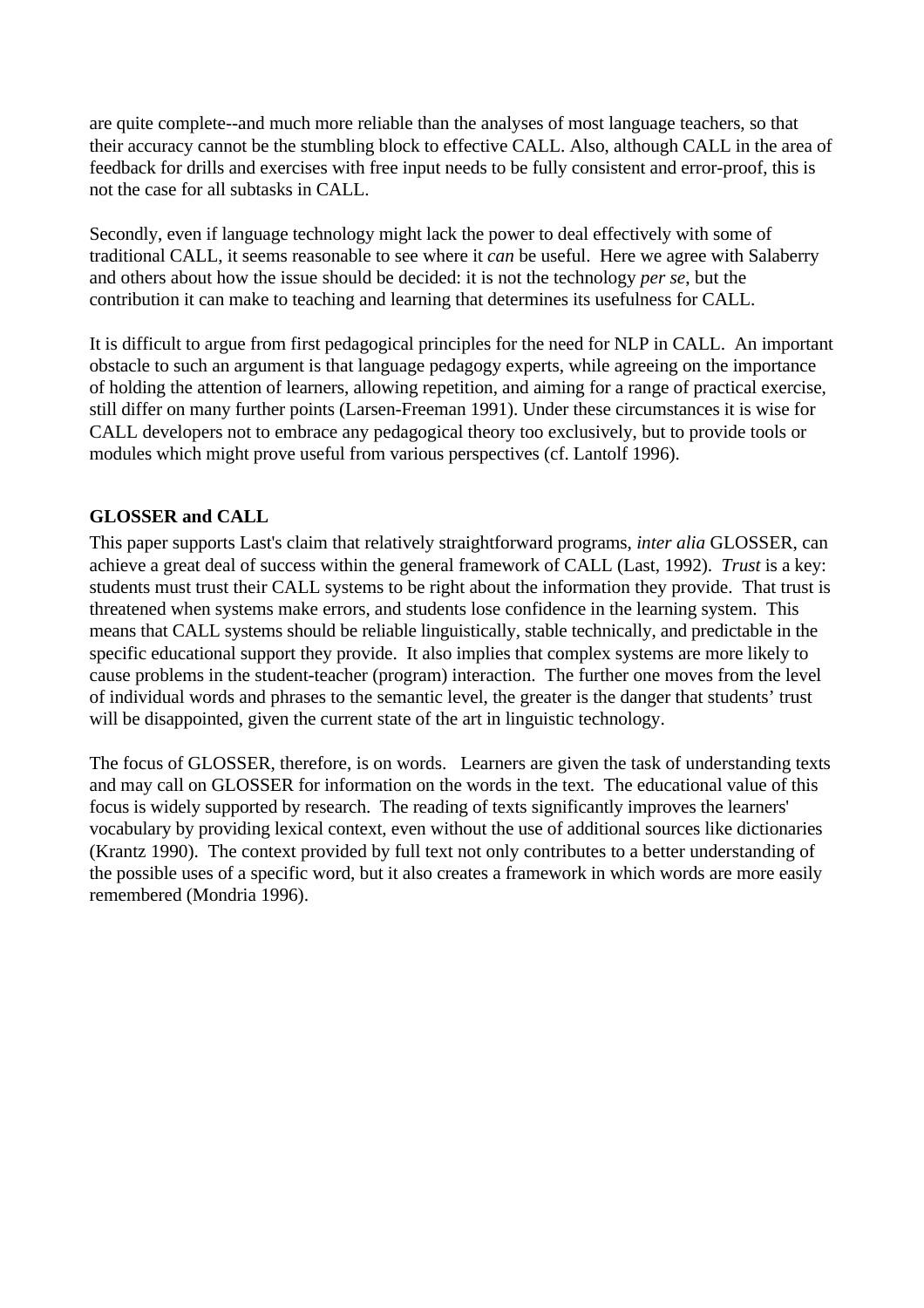are quite complete--and much more reliable than the analyses of most language teachers, so that their accuracy cannot be the stumbling block to effective CALL. Also, although CALL in the area of feedback for drills and exercises with free input needs to be fully consistent and error-proof, this is not the case for all subtasks in CALL.

Secondly, even if language technology might lack the power to deal effectively with some of traditional CALL, it seems reasonable to see where it *can* be useful. Here we agree with Salaberry and others about how the issue should be decided: it is not the technology *per se*, but the contribution it can make to teaching and learning that determines its usefulness for CALL.

It is difficult to argue from first pedagogical principles for the need for NLP in CALL. An important obstacle to such an argument is that language pedagogy experts, while agreeing on the importance of holding the attention of learners, allowing repetition, and aiming for a range of practical exercise, still differ on many further points (Larsen-Freeman 1991). Under these circumstances it is wise for CALL developers not to embrace any pedagogical theory too exclusively, but to provide tools or modules which might prove useful from various perspectives (cf. Lantolf 1996).

## GLOSSER and CALL

This paper supports Last's claim that relatively straightforward programs, *inter alia* GLOSSER, can achieve a great deal of success within the general framework of CALL (Last, 1992). *Trust* is a key: students must trust their CALL systems to be right about the information they provide. That trust is threatened when systems make errors, and students lose confidence in the learning system. This means that CALL systems should be reliable linguistically, stable technically, and predictable in the specific educational support they provide. It also implies that complex systems are more likely to cause problems in the student-teacher (program) interaction. The further one moves from the level of individual words and phrases to the semantic level, the greater is the danger that students' trust will be disappointed, given the current state of the art in linguistic technology.

The focus of GLOSSER, therefore, is on words. Learners are given the task of understanding texts and may call on GLOSSER for information on the words in the text. The educational value of this focus is widely supported by research. The reading of texts significantly improves the learners' vocabulary by providing lexical context, even without the use of additional sources like dictionaries (Krantz 1990). The context provided by full text not only contributes to a better understanding of the possible uses of a specific word, but it also creates a framework in which words are more easily remembered (Mondria 1996).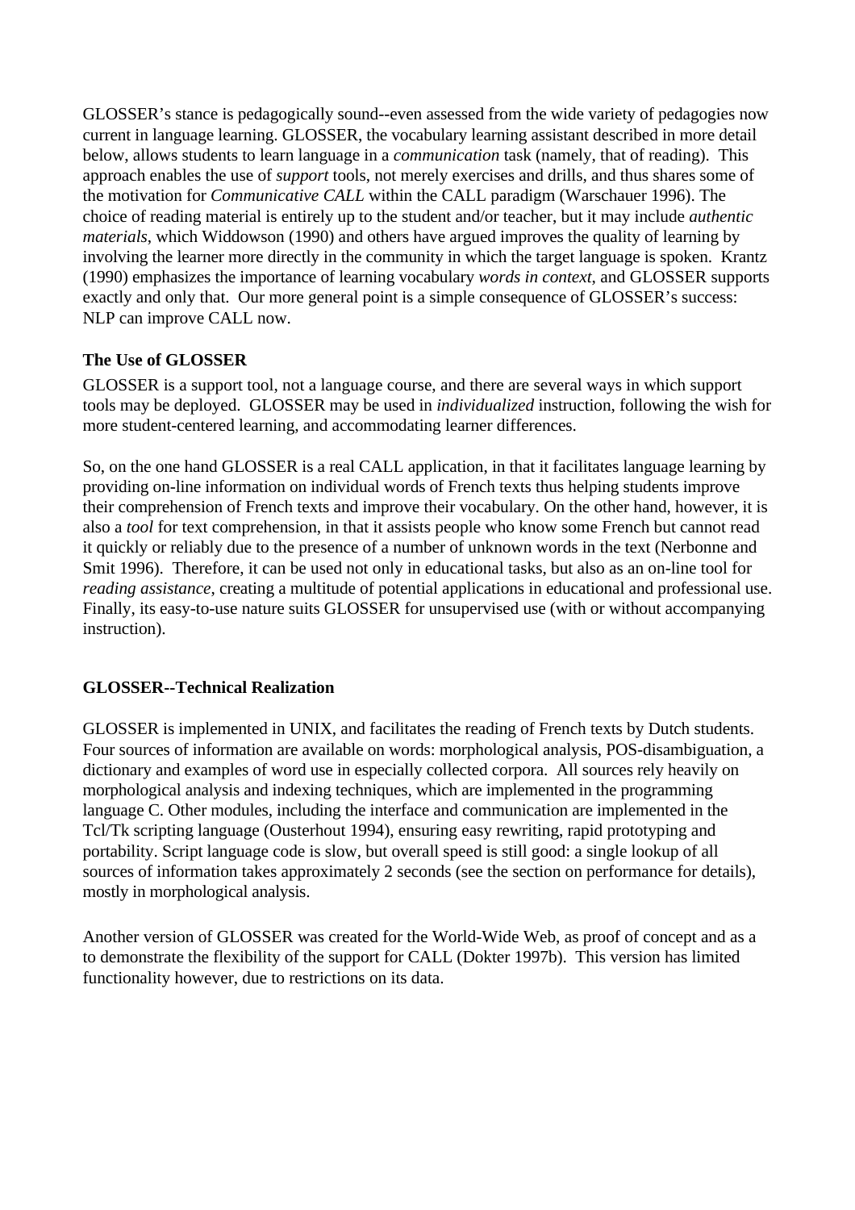GLOSSER's stance is pedagogically sound--even assessed from the wide variety of pedagogies now current in language learning. GLOSSER, the vocabulary learning assistant described in more detail below, allows students to learn language in a *communication* task (namely, that of reading). This approach enables the use of *support* tools, not merely exercises and drills, and thus shares some of the motivation for *Communicative CALL* within the CALL paradigm (Warschauer 1996). The choice of reading material is entirely up to the student and/or teacher, but it may include *authentic materials*, which Widdowson (1990) and others have argued improves the quality of learning by involving the learner more directly in the community in which the target language is spoken. Krantz (1990) emphasizes the importance of learning vocabulary *words in context*, and GLOSSER supports exactly and only that. Our more general point is a simple consequence of GLOSSER's success: NLP can improve CALL now.

**The Use of GLOSSER**

GLOSSER is a support tool, not a language course, and there are several ways in which support tools may be deployed. GLOSSER may be used in *individualized* instruction, following the wish for more student-centered learning, and accommodating learner differences.

So, on the one hand GLOSSER is a real CALL application, in that it facilitates language learning by providing on-line information on individual words of French texts thus helping students improve their comprehension of French texts and improve their vocabulary. On the other hand, however, it is also a *tool* for text comprehension, in that it assists people who know some French but cannot read it quickly or reliably due to the presence of a number of unknown words in the text (Nerbonne and Smit 1996). Therefore, it can be used not only in educational tasks, but also as an on-line tool for *reading assistance*, creating a multitude of potential applications in educational and professional use. Finally, its easy-to-use nature suits GLOSSER for unsupervised use (with or without accompanying instruction).

**GLOSSER--Technical Realization**

GLOSSER is implemented in UNIX, and facilitates the reading of French texts by Dutch students. Four sources of information are available on words: morphological analysis, POS-disambiguation, a dictionary and examples of word use in especially collected corpora. All sources rely heavily on morphological analysis and indexing techniques, which are implemented in the programming language C. Other modules, including the interface and communication are implemented in the Tcl/Tk scripting language (Ousterhout 1994), ensuring easy rewriting, rapid prototyping and portability. Script language code is slow, but overall speed is still good: a single lookup of all sources of information takes approximately 2 seconds (see the section on performance for details), mostly in morphological analysis.

Another version of GLOSSER was created for the World-Wide Web, as proof of concept and as a to demonstrate the flexibility of the support for CALL (Dokter 1997b). This version has limited functionality however, due to restrictions on its data.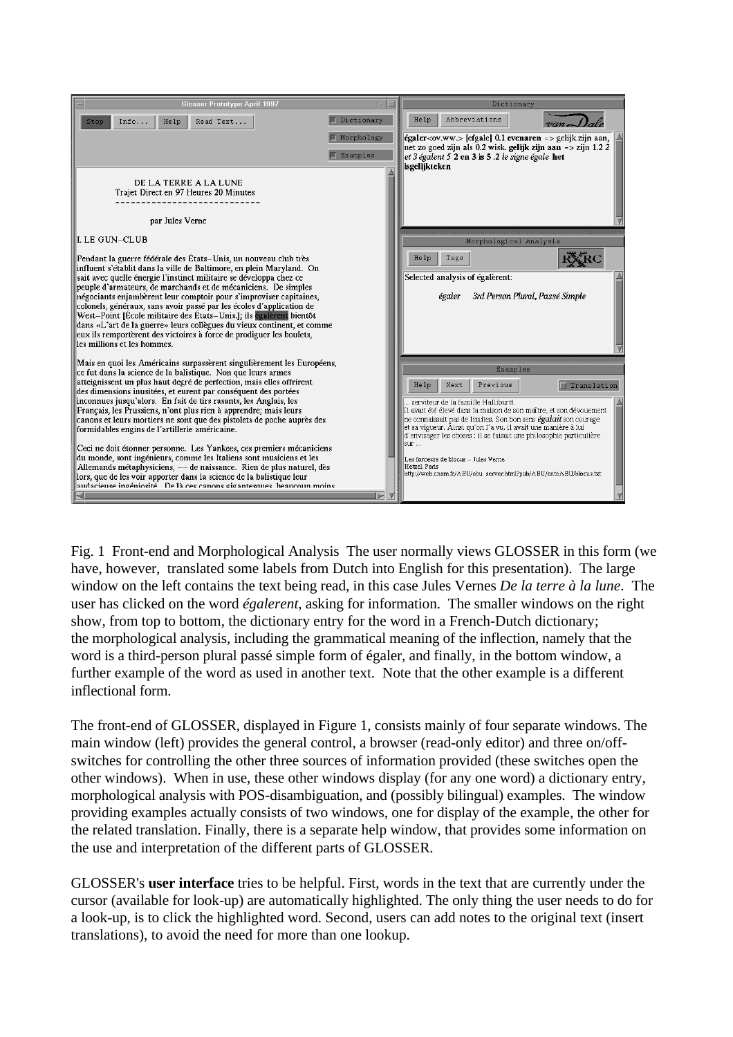Fig. 1 Front-end and Morphological Analysis The user normally views GLOSSER in this form (we have, however, translated some labels from Dutch into English for this presentation). The large window on the left contains the text being read, in this case Jules Vernes *De la terre à la lune*. The user has clicked on the word *égalerent*, asking for information. The smaller windows on the right show, from top to bottom, the dictionary entry for the word in a French-Dutch dictionary; the morphological analysis, including the grammatical meaning of the inflection, namely that the word is a third-person plural passé simple form of égaler, and finally, in the bottom window, a further example of the word as used in another text. Note that the other example is a different inflectional form.

The front-end of GLOSSER, displayed in Figure 1, consists mainly of four separate windows. The main window (left) provides the general control, a browser (read-only editor) and three on/off-switches for controlling the other three sources of information provided (these switches open the other windows). When in use, these other windows display (for any one word) a dictionary entry, morphological analysis with POS-disambiguation, and (possibly bilingual) examples. The window providing examples actually consists of two windows, one for display of the example, the other for the related translation. Finally, there is a separate help window, that provides some information on the use and interpretation of the different parts of GLOSSER.

GLOSSER's **user interface** tries to be helpful. First, words in the text that are currently under the cursor (available for look-up) are automatically highlighted. The only thing the user needs to do for a look-up, is to click the highlighted word. Second, users can add notes to the original text (insert translations), to avoid the need for more than one lookup.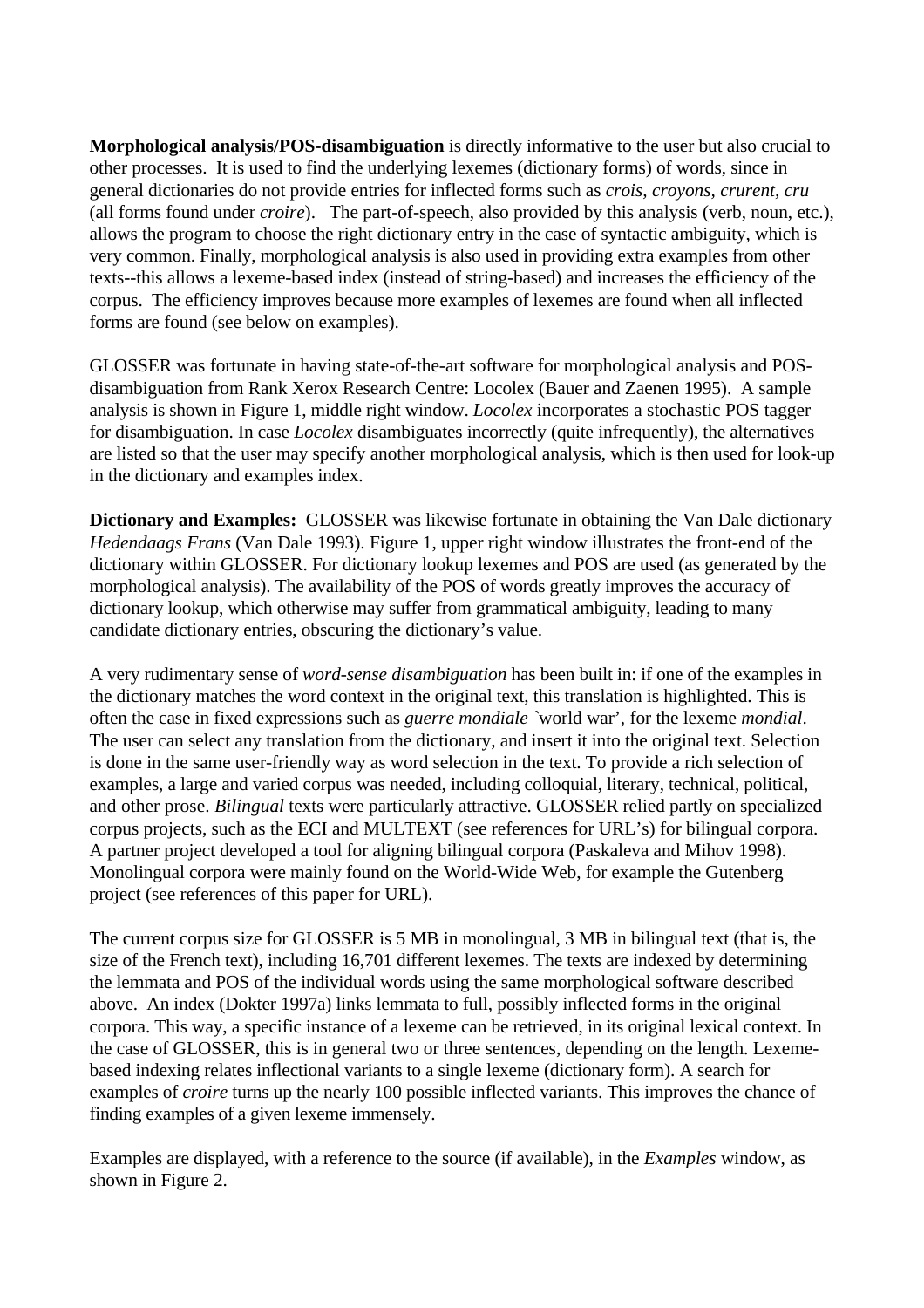**Morphological analysis/POS-disambiguation** is directly informative to the user but also crucial to other processes. It is used to find the underlying lexemes (dictionary forms) of words, since in general dictionaries do not provide entries for inflected forms such as *crois, croyons, crurent, cru* (all forms found under *croire*). The part-of-speech, also provided by this analysis (verb, noun, etc.), allows the program to choose the right dictionary entry in the case of syntactic ambiguity, which is very common. Finally, morphological analysis is also used in providing extra examples from other texts--this allows a lexeme-based index (instead of string-based) and increases the efficiency of the corpus. The efficiency improves because more examples of lexemes are found when all inflected forms are found (see below on examples).

GLOSSER was fortunate in having state-of-the-art software for morphological analysis and POS-disambiguation from Rank Xerox Research Centre: Locolex (Bauer and Zaenen 1995). A sample analysis is shown in Figure 1, middle right window. *Locolex* incorporates a stochastic POS tagger for disambiguation. In case *Locolex* disambiguates incorrectly (quite infrequently), the alternatives are listed so that the user may specify another morphological analysis, which is then used for look-up in the dictionary and examples index.

**Dictionary and Examples:** GLOSSER was likewise fortunate in obtaining the Van Dale dictionary *Hedendaags Frans* (Van Dale 1993). Figure 1, upper right window illustrates the front-end of the dictionary within GLOSSER. For dictionary lookup lexemes and POS are used (as generated by the morphological analysis). The availability of the POS of words greatly improves the accuracy of dictionary lookup, which otherwise may suffer from grammatical ambiguity, leading to many candidate dictionary entries, obscuring the dictionary's value.

A very rudimentary sense of *word-sense disambiguation* has been built in: if one of the examples in the dictionary matches the word context in the original text, this translation is highlighted. This is often the case in fixed expressions such as *guerre mondiale* `world war', for the lexeme *mondial*. The user can select any translation from the dictionary, and insert it into the original text. Selection is done in the same user-friendly way as word selection in the text. To provide a rich selection of examples, a large and varied corpus was needed, including colloquial, literary, technical, political, and other prose. *Bilingual* texts were particularly attractive. GLOSSER relied partly on specialized corpus projects, such as the ECI and MULTEXT (see references for URL's) for bilingual corpora. A partner project developed a tool for aligning bilingual corpora (Paskaleva and Mihov 1998). Monolingual corpora were mainly found on the World-Wide Web, for example the Gutenberg project (see references of this paper for URL).

The current corpus size for GLOSSER is 5 MB in monolingual, 3 MB in bilingual text (that is, the size of the French text), including 16,701 different lexemes. The texts are indexed by determining the lemmata and POS of the individual words using the same morphological software described above. An index (Dokter 1997a) links lemmata to full, possibly inflected forms in the original corpora. This way, a specific instance of a lexeme can be retrieved, in its original lexical context. In the case of GLOSSER, this is in general two or three sentences, depending on the length. Lexeme-based indexing relates inflectional variants to a single lexeme (dictionary form). A search for examples of *croire* turns up the nearly 100 possible inflected variants. This improves the chance of finding examples of a given lexeme immensely.

Examples are displayed, with a reference to the source (if available), in the *Examples* window, as shown in Figure 2.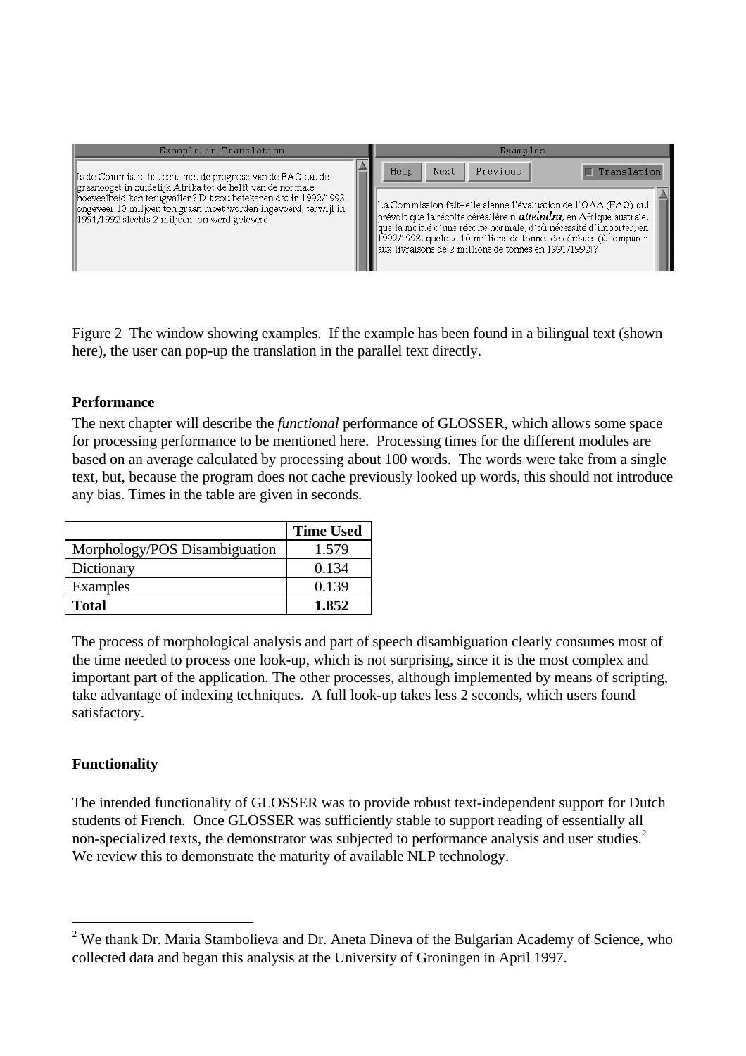Figure 2 The window showing examples. If the example has been found in a bilingual text (shown here), the user can pop-up the translation in the parallel text directly.

**Performance**

The next chapter will describe the *functional* performance of GLOSSER, which allows some space for processing performance to be mentioned here. Processing times for the different modules are based on an average calculated by processing about 100 words. The words were take from a single text, but, because the program does not cache previously looked up words, this should not introduce any bias. Times in the table are given in seconds.

| | **Time Used** |
|---|---|
| Morphology/POS Disambiguation | 1.579 |
| Dictionary | 0.134 |
| Examples | 0.139 |
| **Total** | **1.852** |

The process of morphological analysis and part of speech disambiguation clearly consumes most of the time needed to process one look-up, which is not surprising, since it is the most complex and important part of the application. The other processes, although implemented by means of scripting, take advantage of indexing techniques. A full look-up takes less 2 seconds, which users found satisfactory.

**Functionality**

The intended functionality of GLOSSER was to provide robust text-independent support for Dutch students of French. Once GLOSSER was sufficiently stable to support reading of essentially all non-specialized texts, the demonstrator was subjected to performance analysis and user studies.[2] We review this to demonstrate the maturity of available NLP technology.

[2] We thank Dr. Maria Stambolieva and Dr. Aneta Dineva of the Bulgarian Academy of Science, who collected data and began this analysis at the University of Groningen in April 1997.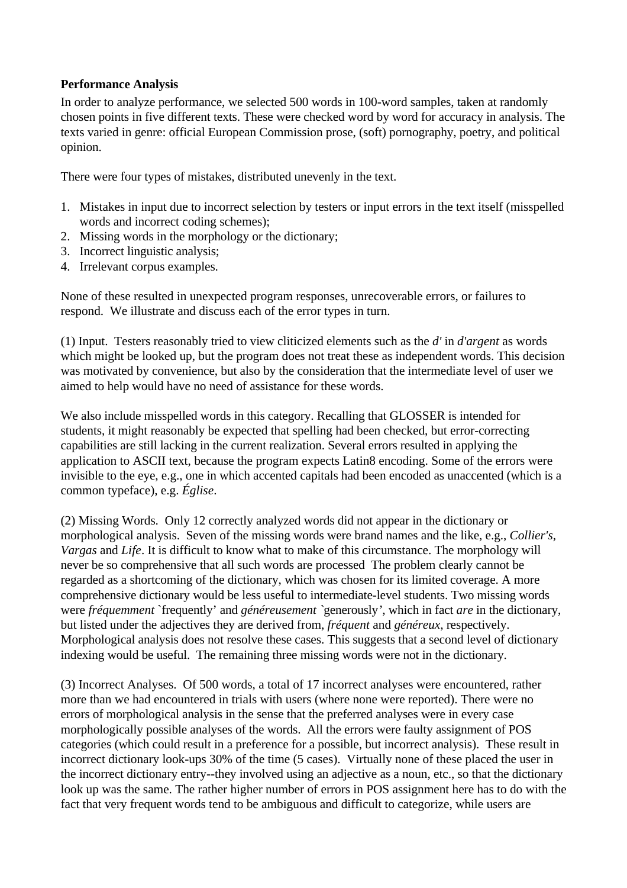**Performance Analysis**

In order to analyze performance, we selected 500 words in 100-word samples, taken at randomly chosen points in five different texts. These were checked word by word for accuracy in analysis. The texts varied in genre: official European Commission prose, (soft) pornography, poetry, and political opinion.

There were four types of mistakes, distributed unevenly in the text.

1. Mistakes in input due to incorrect selection by testers or input errors in the text itself (misspelled words and incorrect coding schemes);
2. Missing words in the morphology or the dictionary;
3. Incorrect linguistic analysis;
4. Irrelevant corpus examples.

None of these resulted in unexpected program responses, unrecoverable errors, or failures to respond. We illustrate and discuss each of the error types in turn.

(1) Input. Testers reasonably tried to view cliticized elements such as the *d'* in *d'argent* as words which might be looked up, but the program does not treat these as independent words. This decision was motivated by convenience, but also by the consideration that the intermediate level of user we aimed to help would have no need of assistance for these words.

We also include misspelled words in this category. Recalling that GLOSSER is intended for students, it might reasonably be expected that spelling had been checked, but error-correcting capabilities are still lacking in the current realization. Several errors resulted in applying the application to ASCII text, because the program expects Latin8 encoding. Some of the errors were invisible to the eye, e.g., one in which accented capitals had been encoded as unaccented (which is a common typeface), e.g. *Église*.

(2) Missing Words. Only 12 correctly analyzed words did not appear in the dictionary or morphological analysis. Seven of the missing words were brand names and the like, e.g., *Collier's*, *Vargas* and *Life*. It is difficult to know what to make of this circumstance. The morphology will never be so comprehensive that all such words are processed The problem clearly cannot be regarded as a shortcoming of the dictionary, which was chosen for its limited coverage. A more comprehensive dictionary would be less useful to intermediate-level students. Two missing words were *fréquemment* `frequently' and *généreusement* `generously', which in fact *are* in the dictionary, but listed under the adjectives they are derived from, *fréquent* and *généreux*, respectively. Morphological analysis does not resolve these cases. This suggests that a second level of dictionary indexing would be useful. The remaining three missing words were not in the dictionary.

(3) Incorrect Analyses. Of 500 words, a total of 17 incorrect analyses were encountered, rather more than we had encountered in trials with users (where none were reported). There were no errors of morphological analysis in the sense that the preferred analyses were in every case morphologically possible analyses of the words. All the errors were faulty assignment of POS categories (which could result in a preference for a possible, but incorrect analysis). These result in incorrect dictionary look-ups 30% of the time (5 cases). Virtually none of these placed the user in the incorrect dictionary entry--they involved using an adjective as a noun, etc., so that the dictionary look up was the same. The rather higher number of errors in POS assignment here has to do with the fact that very frequent words tend to be ambiguous and difficult to categorize, while users are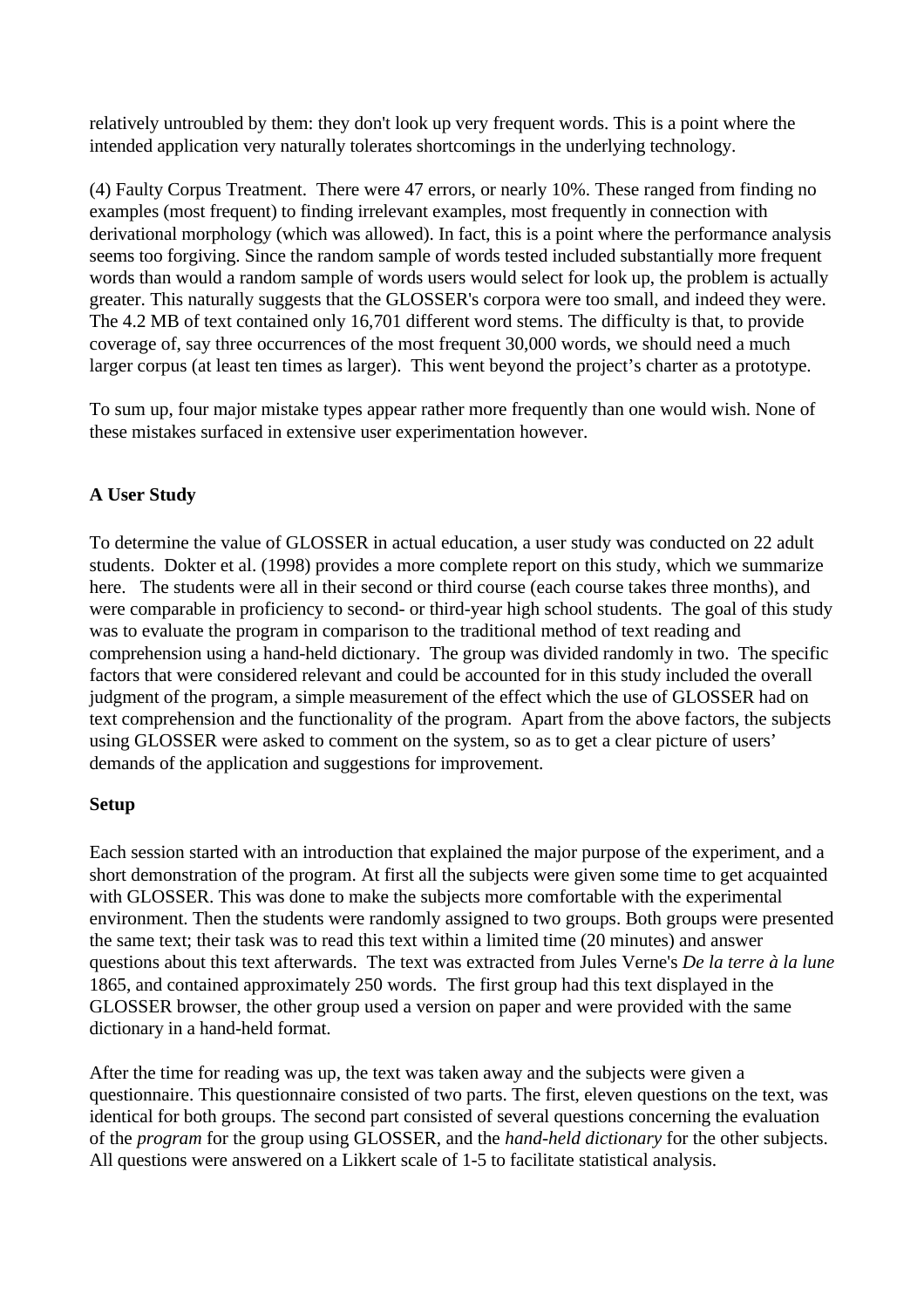relatively untroubled by them: they don't look up very frequent words. This is a point where the intended application very naturally tolerates shortcomings in the underlying technology.

(4) Faulty Corpus Treatment. There were 47 errors, or nearly 10%. These ranged from finding no examples (most frequent) to finding irrelevant examples, most frequently in connection with derivational morphology (which was allowed). In fact, this is a point where the performance analysis seems too forgiving. Since the random sample of words tested included substantially more frequent words than would a random sample of words users would select for look up, the problem is actually greater. This naturally suggests that the GLOSSER's corpora were too small, and indeed they were. The 4.2 MB of text contained only 16,701 different word stems. The difficulty is that, to provide coverage of, say three occurrences of the most frequent 30,000 words, we should need a much larger corpus (at least ten times as larger). This went beyond the project's charter as a prototype.

To sum up, four major mistake types appear rather more frequently than one would wish. None of these mistakes surfaced in extensive user experimentation however.

## A User Study

To determine the value of GLOSSER in actual education, a user study was conducted on 22 adult students. Dokter et al. (1998) provides a more complete report on this study, which we summarize here. The students were all in their second or third course (each course takes three months), and were comparable in proficiency to second- or third-year high school students. The goal of this study was to evaluate the program in comparison to the traditional method of text reading and comprehension using a hand-held dictionary. The group was divided randomly in two. The specific factors that were considered relevant and could be accounted for in this study included the overall judgment of the program, a simple measurement of the effect which the use of GLOSSER had on text comprehension and the functionality of the program. Apart from the above factors, the subjects using GLOSSER were asked to comment on the system, so as to get a clear picture of users' demands of the application and suggestions for improvement.

### Setup

Each session started with an introduction that explained the major purpose of the experiment, and a short demonstration of the program. At first all the subjects were given some time to get acquainted with GLOSSER. This was done to make the subjects more comfortable with the experimental environment. Then the students were randomly assigned to two groups. Both groups were presented the same text; their task was to read this text within a limited time (20 minutes) and answer questions about this text afterwards. The text was extracted from Jules Verne's *De la terre à la lune* 1865, and contained approximately 250 words. The first group had this text displayed in the GLOSSER browser, the other group used a version on paper and were provided with the same dictionary in a hand-held format.

After the time for reading was up, the text was taken away and the subjects were given a questionnaire. This questionnaire consisted of two parts. The first, eleven questions on the text, was identical for both groups. The second part consisted of several questions concerning the evaluation of the *program* for the group using GLOSSER, and the *hand-held dictionary* for the other subjects. All questions were answered on a Likkert scale of 1-5 to facilitate statistical analysis.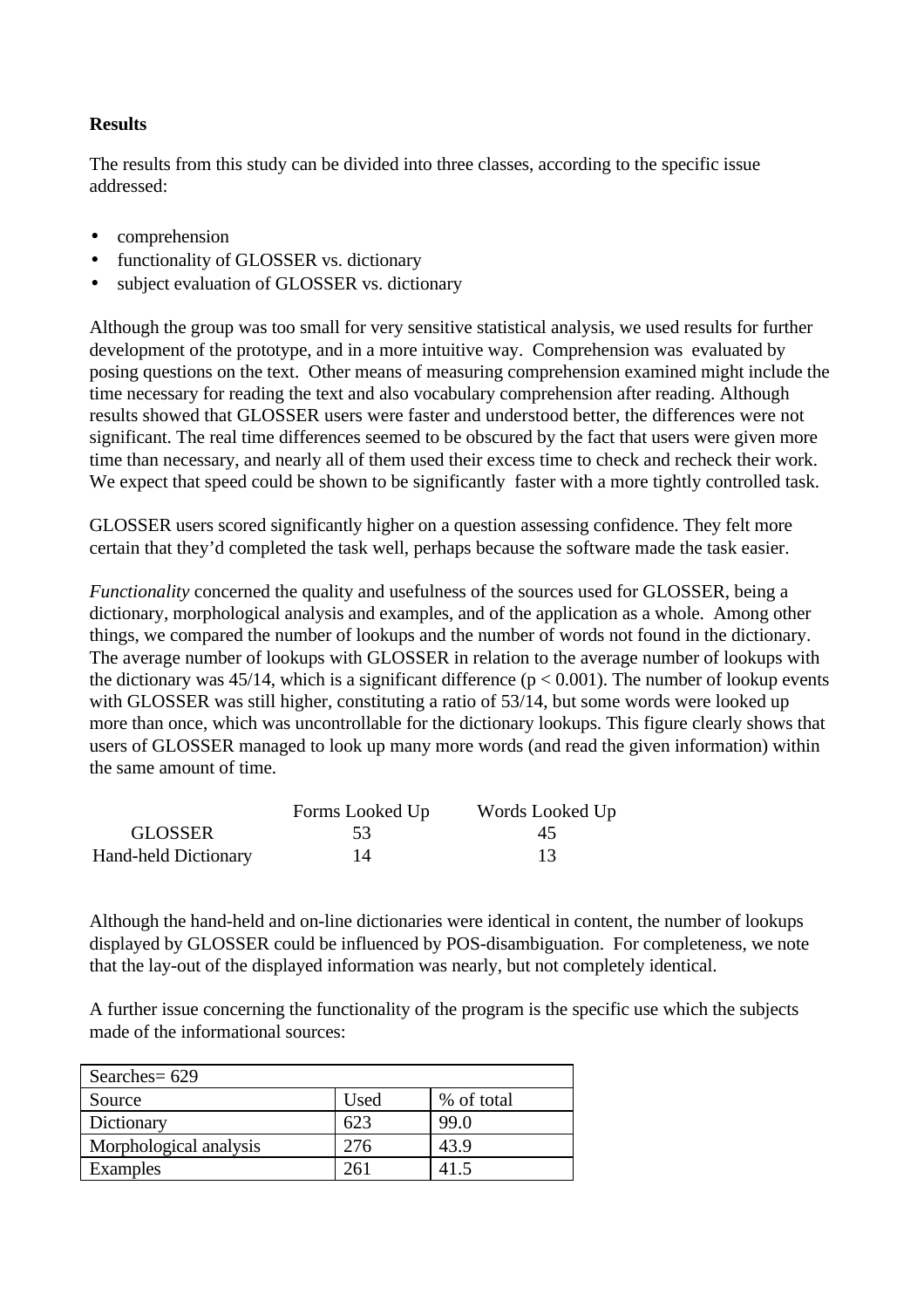**Results**

The results from this study can be divided into three classes, according to the specific issue addressed:

- comprehension
- functionality of GLOSSER vs. dictionary
- subject evaluation of GLOSSER vs. dictionary

Although the group was too small for very sensitive statistical analysis, we used results for further development of the prototype, and in a more intuitive way. Comprehension was evaluated by posing questions on the text. Other means of measuring comprehension examined might include the time necessary for reading the text and also vocabulary comprehension after reading. Although results showed that GLOSSER users were faster and understood better, the differences were not significant. The real time differences seemed to be obscured by the fact that users were given more time than necessary, and nearly all of them used their excess time to check and recheck their work. We expect that speed could be shown to be significantly faster with a more tightly controlled task.

GLOSSER users scored significantly higher on a question assessing confidence. They felt more certain that they'd completed the task well, perhaps because the software made the task easier.

*Functionality* concerned the quality and usefulness of the sources used for GLOSSER, being a dictionary, morphological analysis and examples, and of the application as a whole. Among other things, we compared the number of lookups and the number of words not found in the dictionary. The average number of lookups with GLOSSER in relation to the average number of lookups with the dictionary was 45/14, which is a significant difference ($p < 0.001$). The number of lookup events with GLOSSER was still higher, constituting a ratio of 53/14, but some words were looked up more than once, which was uncontrollable for the dictionary lookups. This figure clearly shows that users of GLOSSER managed to look up many more words (and read the given information) within the same amount of time.

| | Forms Looked Up | Words Looked Up |
|---|---|---|
| GLOSSER | 53 | 45 |
| Hand-held Dictionary | 14 | 13 |

Although the hand-held and on-line dictionaries were identical in content, the number of lookups displayed by GLOSSER could be influenced by POS-disambiguation. For completeness, we note that the lay-out of the displayed information was nearly, but not completely identical.

A further issue concerning the functionality of the program is the specific use which the subjects made of the informational sources:

| Searches= 629 | | |
|---|---|---|
| Source | Used | % of total |
| Dictionary | 623 | 99.0 |
| Morphological analysis | 276 | 43.9 |
| Examples | 261 | 41.5 |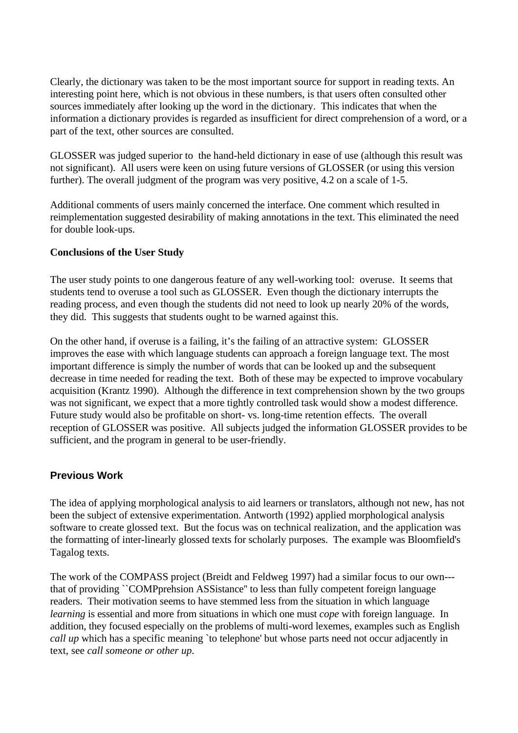Clearly, the dictionary was taken to be the most important source for support in reading texts. An interesting point here, which is not obvious in these numbers, is that users often consulted other sources immediately after looking up the word in the dictionary. This indicates that when the information a dictionary provides is regarded as insufficient for direct comprehension of a word, or a part of the text, other sources are consulted.

GLOSSER was judged superior to the hand-held dictionary in ease of use (although this result was not significant). All users were keen on using future versions of GLOSSER (or using this version further). The overall judgment of the program was very positive, 4.2 on a scale of 1-5.

Additional comments of users mainly concerned the interface. One comment which resulted in reimplementation suggested desirability of making annotations in the text. This eliminated the need for double look-ups.

**Conclusions of the User Study**

The user study points to one dangerous feature of any well-working tool: overuse. It seems that students tend to overuse a tool such as GLOSSER. Even though the dictionary interrupts the reading process, and even though the students did not need to look up nearly 20% of the words, they did. This suggests that students ought to be warned against this.

On the other hand, if overuse is a failing, it's the failing of an attractive system: GLOSSER improves the ease with which language students can approach a foreign language text. The most important difference is simply the number of words that can be looked up and the subsequent decrease in time needed for reading the text. Both of these may be expected to improve vocabulary acquisition (Krantz 1990). Although the difference in text comprehension shown by the two groups was not significant, we expect that a more tightly controlled task would show a modest difference. Future study would also be profitable on short- vs. long-time retention effects. The overall reception of GLOSSER was positive. All subjects judged the information GLOSSER provides to be sufficient, and the program in general to be user-friendly.

## Previous Work

The idea of applying morphological analysis to aid learners or translators, although not new, has not been the subject of extensive experimentation. Antworth (1992) applied morphological analysis software to create glossed text. But the focus was on technical realization, and the application was the formatting of inter-linearly glossed texts for scholarly purposes. The example was Bloomfield's Tagalog texts.

The work of the COMPASS project (Breidt and Feldweg 1997) had a similar focus to our own---that of providing ``COMPprehsion ASSistance'' to less than fully competent foreign language readers. Their motivation seems to have stemmed less from the situation in which language *learning* is essential and more from situations in which one must *cope* with foreign language. In addition, they focused especially on the problems of multi-word lexemes, examples such as English *call up* which has a specific meaning `to telephone' but whose parts need not occur adjacently in text, see *call someone or other up*.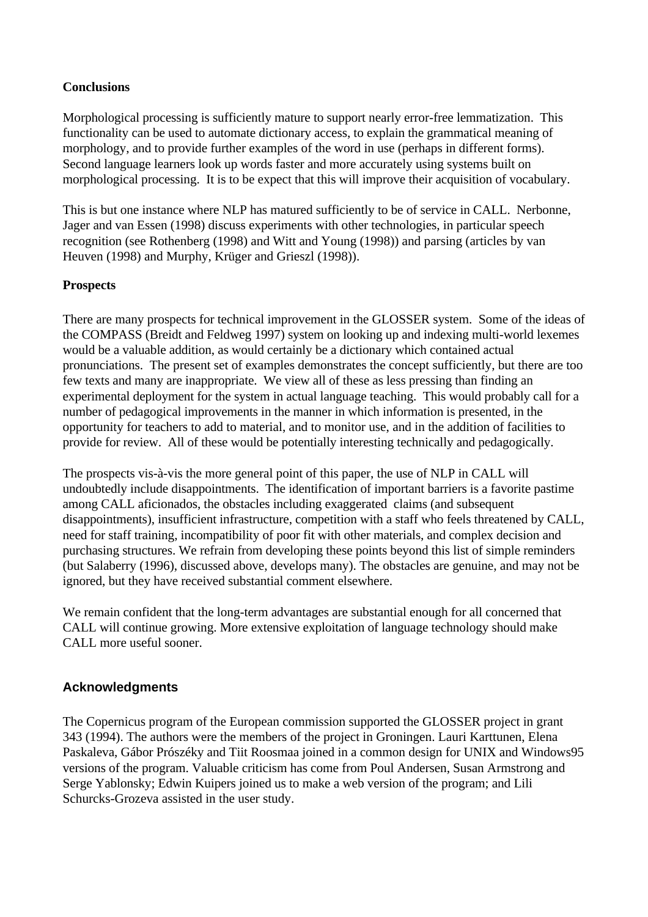**Conclusions**

Morphological processing is sufficiently mature to support nearly error-free lemmatization. This functionality can be used to automate dictionary access, to explain the grammatical meaning of morphology, and to provide further examples of the word in use (perhaps in different forms). Second language learners look up words faster and more accurately using systems built on morphological processing. It is to be expect that this will improve their acquisition of vocabulary.

This is but one instance where NLP has matured sufficiently to be of service in CALL. Nerbonne, Jager and van Essen (1998) discuss experiments with other technologies, in particular speech recognition (see Rothenberg (1998) and Witt and Young (1998)) and parsing (articles by van Heuven (1998) and Murphy, Krüger and Grieszl (1998)).

**Prospects**

There are many prospects for technical improvement in the GLOSSER system. Some of the ideas of the COMPASS (Breidt and Feldweg 1997) system on looking up and indexing multi-world lexemes would be a valuable addition, as would certainly be a dictionary which contained actual pronunciations. The present set of examples demonstrates the concept sufficiently, but there are too few texts and many are inappropriate. We view all of these as less pressing than finding an experimental deployment for the system in actual language teaching. This would probably call for a number of pedagogical improvements in the manner in which information is presented, in the opportunity for teachers to add to material, and to monitor use, and in the addition of facilities to provide for review. All of these would be potentially interesting technically and pedagogically.

The prospects vis-à-vis the more general point of this paper, the use of NLP in CALL will undoubtedly include disappointments. The identification of important barriers is a favorite pastime among CALL aficionados, the obstacles including exaggerated claims (and subsequent disappointments), insufficient infrastructure, competition with a staff who feels threatened by CALL, need for staff training, incompatibility of poor fit with other materials, and complex decision and purchasing structures. We refrain from developing these points beyond this list of simple reminders (but Salaberry (1996), discussed above, develops many). The obstacles are genuine, and may not be ignored, but they have received substantial comment elsewhere.

We remain confident that the long-term advantages are substantial enough for all concerned that CALL will continue growing. More extensive exploitation of language technology should make CALL more useful sooner.

## Acknowledgments

The Copernicus program of the European commission supported the GLOSSER project in grant 343 (1994). The authors were the members of the project in Groningen. Lauri Karttunen, Elena Paskaleva, Gábor Prószéky and Tiit Roosmaa joined in a common design for UNIX and Windows95 versions of the program. Valuable criticism has come from Poul Andersen, Susan Armstrong and Serge Yablonsky; Edwin Kuipers joined us to make a web version of the program; and Lili Schurcks-Grozeva assisted in the user study.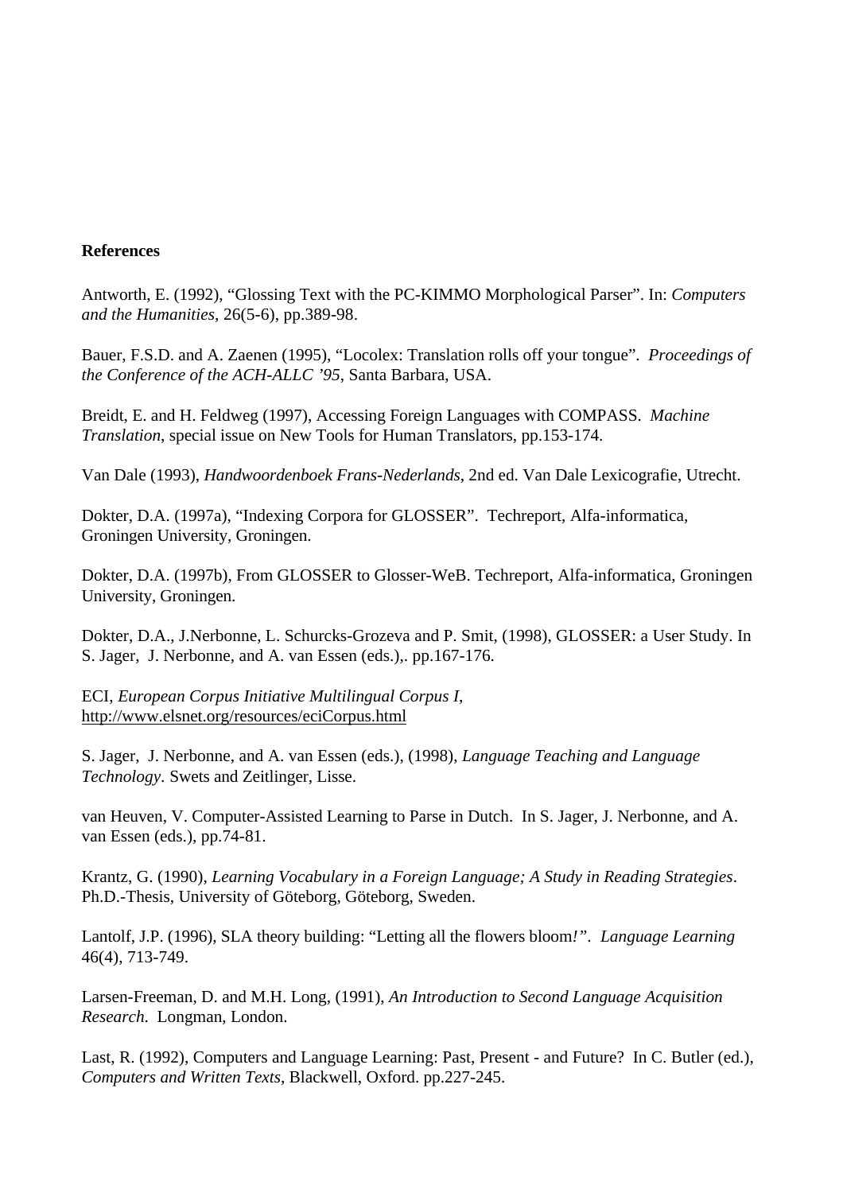**References**

Antworth, E. (1992), "Glossing Text with the PC-KIMMO Morphological Parser". In: *Computers and the Humanities*, 26(5-6), pp.389-98.

Bauer, F.S.D. and A. Zaenen (1995), "Locolex: Translation rolls off your tongue". *Proceedings of the Conference of the ACH-ALLC '95*, Santa Barbara, USA.

Breidt, E. and H. Feldweg (1997), Accessing Foreign Languages with COMPASS. *Machine Translation*, special issue on New Tools for Human Translators, pp.153-174.

Van Dale (1993), *Handwoordenboek Frans-Nederlands*, 2nd ed. Van Dale Lexicografie, Utrecht.

Dokter, D.A. (1997a), "Indexing Corpora for GLOSSER". Techreport, Alfa-informatica, Groningen University, Groningen.

Dokter, D.A. (1997b), From GLOSSER to Glosser-WeB. Techreport, Alfa-informatica, Groningen University, Groningen.

Dokter, D.A., J.Nerbonne, L. Schurcks-Grozeva and P. Smit, (1998), GLOSSER: a User Study. In S. Jager, J. Nerbonne, and A. van Essen (eds.),. pp.167-176.

ECI, *European Corpus Initiative Multilingual Corpus I*, http://www.elsnet.org/resources/eciCorpus.html

S. Jager, J. Nerbonne, and A. van Essen (eds.), (1998), *Language Teaching and Language Technology*. Swets and Zeitlinger, Lisse.

van Heuven, V. Computer-Assisted Learning to Parse in Dutch. In S. Jager, J. Nerbonne, and A. van Essen (eds.), pp.74-81.

Krantz, G. (1990), *Learning Vocabulary in a Foreign Language; A Study in Reading Strategies*. Ph.D.-Thesis, University of Göteborg, Göteborg, Sweden.

Lantolf, J.P. (1996), SLA theory building: "Letting all the flowers bloom*!*". *Language Learning* 46(4), 713-749.

Larsen-Freeman, D. and M.H. Long, (1991), *An Introduction to Second Language Acquisition Research*. Longman, London.

Last, R. (1992), Computers and Language Learning: Past, Present - and Future? In C. Butler (ed.), *Computers and Written Texts*, Blackwell, Oxford. pp.227-245.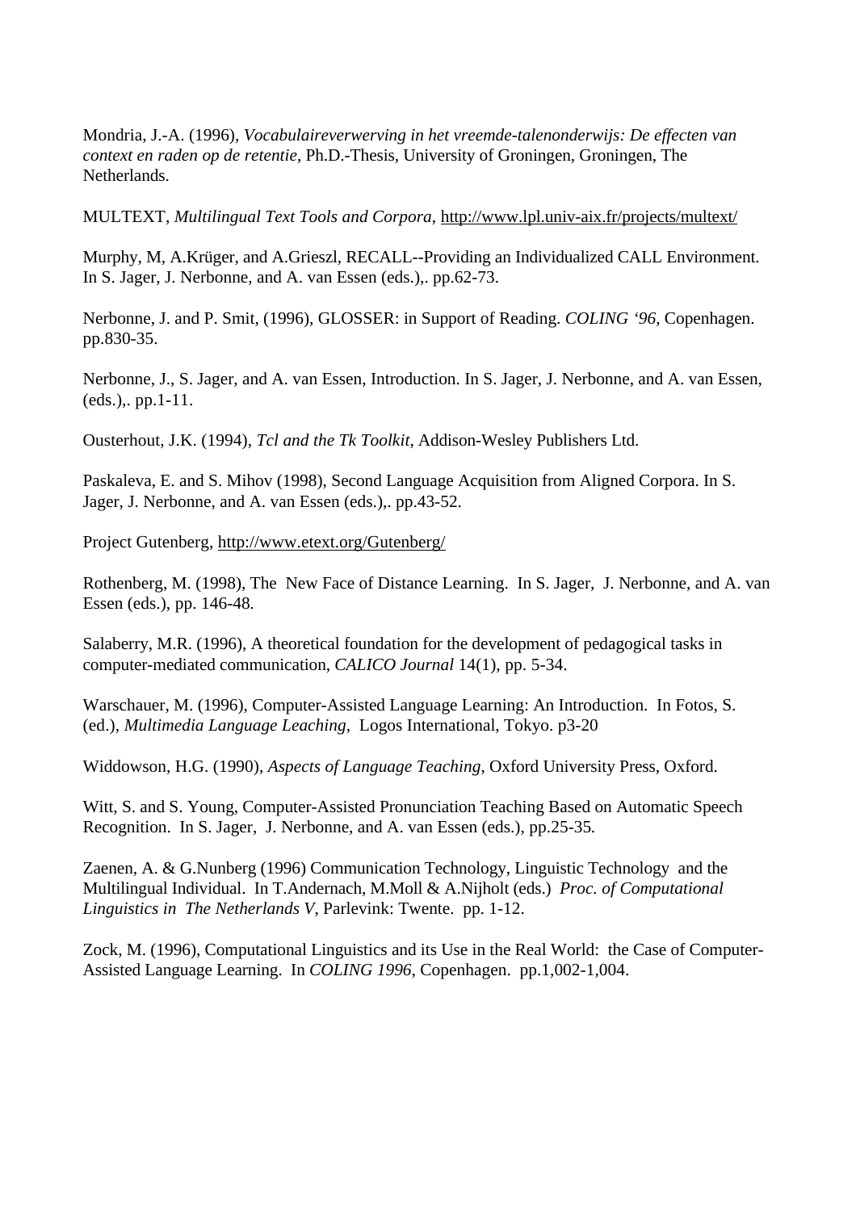Mondria, J.-A. (1996), *Vocabulaireverwerving in het vreemde-talenonderwijs: De effecten van context en raden op de retentie*, Ph.D.-Thesis, University of Groningen, Groningen, The Netherlands.

MULTEXT, *Multilingual Text Tools and Corpora*, http://www.lpl.univ-aix.fr/projects/multext/

Murphy, M, A.Krüger, and A.Grieszl, RECALL--Providing an Individualized CALL Environment. In S. Jager, J. Nerbonne, and A. van Essen (eds.),. pp.62-73.

Nerbonne, J. and P. Smit, (1996), GLOSSER: in Support of Reading. *COLING '96*, Copenhagen. pp.830-35.

Nerbonne, J., S. Jager, and A. van Essen, Introduction. In S. Jager, J. Nerbonne, and A. van Essen, (eds.),. pp.1-11.

Ousterhout, J.K. (1994), *Tcl and the Tk Toolkit*, Addison-Wesley Publishers Ltd.

Paskaleva, E. and S. Mihov (1998), Second Language Acquisition from Aligned Corpora. In S. Jager, J. Nerbonne, and A. van Essen (eds.),. pp.43-52.

Project Gutenberg, http://www.etext.org/Gutenberg/

Rothenberg, M. (1998), The New Face of Distance Learning. In S. Jager, J. Nerbonne, and A. van Essen (eds.), pp. 146-48.

Salaberry, M.R. (1996), A theoretical foundation for the development of pedagogical tasks in computer-mediated communication, *CALICO Journal* 14(1), pp. 5-34.

Warschauer, M. (1996), Computer-Assisted Language Learning: An Introduction. In Fotos, S. (ed.), *Multimedia Language Leaching*, Logos International, Tokyo. p3-20

Widdowson, H.G. (1990), *Aspects of Language Teaching*, Oxford University Press, Oxford.

Witt, S. and S. Young, Computer-Assisted Pronunciation Teaching Based on Automatic Speech Recognition. In S. Jager, J. Nerbonne, and A. van Essen (eds.), pp.25-35.

Zaenen, A. & G.Nunberg (1996) Communication Technology, Linguistic Technology and the Multilingual Individual. In T.Andernach, M.Moll & A.Nijholt (eds.) *Proc. of Computational Linguistics in The Netherlands V*, Parlevink: Twente. pp. 1-12.

Zock, M. (1996), Computational Linguistics and its Use in the Real World: the Case of Computer-Assisted Language Learning. In *COLING 1996*, Copenhagen. pp.1,002-1,004.